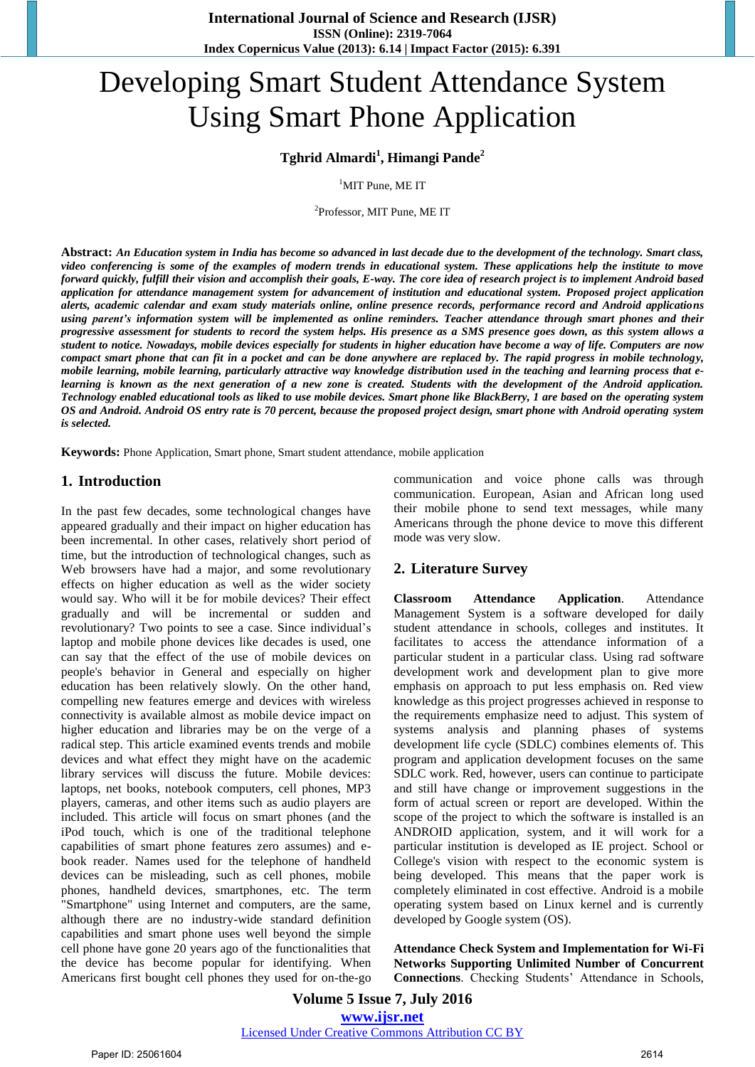# Developing Smart Student Attendance System Using Smart Phone Application

**Tghrid Almardi[1], Himangi Pande[2]**

[1]MIT Pune, ME IT

[2]Professor, MIT Pune, ME IT

**Abstract:** ***An Education system in India has become so advanced in last decade due to the development of the technology. Smart class, video conferencing is some of the examples of modern trends in educational system. These applications help the institute to move forward quickly, fulfill their vision and accomplish their goals, E-way. The core idea of research project is to implement Android based application for attendance management system for advancement of institution and educational system. Proposed project application alerts, academic calendar and exam study materials online, online presence records, performance record and Android applications using parent's information system will be implemented as online reminders. Teacher attendance through smart phones and their progressive assessment for students to record the system helps. His presence as a SMS presence goes down, as this system allows a student to notice. Nowadays, mobile devices especially for students in higher education have become a way of life. Computers are now compact smart phone that can fit in a pocket and can be done anywhere are replaced by. The rapid progress in mobile technology, mobile learning, mobile learning, particularly attractive way knowledge distribution used in the teaching and learning process that e-learning is known as the next generation of a new zone is created. Students with the development of the Android application. Technology enabled educational tools as liked to use mobile devices. Smart phone like BlackBerry, 1 are based on the operating system OS and Android. Android OS entry rate is 70 percent, because the proposed project design, smart phone with Android operating system is selected.***

**Keywords:** Phone Application, Smart phone, Smart student attendance, mobile application

## 1. Introduction

In the past few decades, some technological changes have appeared gradually and their impact on higher education has been incremental. In other cases, relatively short period of time, but the introduction of technological changes, such as Web browsers have had a major, and some revolutionary effects on higher education as well as the wider society would say. Who will it be for mobile devices? Their effect gradually and will be incremental or sudden and revolutionary? Two points to see a case. Since individual's laptop and mobile phone devices like decades is used, one can say that the effect of the use of mobile devices on people's behavior in General and especially on higher education has been relatively slowly. On the other hand, compelling new features emerge and devices with wireless connectivity is available almost as mobile device impact on higher education and libraries may be on the verge of a radical step. This article examined events trends and mobile devices and what effect they might have on the academic library services will discuss the future. Mobile devices: laptops, net books, notebook computers, cell phones, MP3 players, cameras, and other items such as audio players are included. This article will focus on smart phones (and the iPod touch, which is one of the traditional telephone capabilities of smart phone features zero assumes) and e-book reader. Names used for the telephone of handheld devices can be misleading, such as cell phones, mobile phones, handheld devices, smartphones, etc. The term "Smartphone" using Internet and computers, are the same, although there are no industry-wide standard definition capabilities and smart phone uses well beyond the simple cell phone have gone 20 years ago of the functionalities that the device has become popular for identifying. When Americans first bought cell phones they used for on-the-go communication and voice phone calls was through communication. European, Asian and African long used their mobile phone to send text messages, while many Americans through the phone device to move this different mode was very slow.

## 2. Literature Survey

**Classroom Attendance Application**. Attendance Management System is a software developed for daily student attendance in schools, colleges and institutes. It facilitates to access the attendance information of a particular student in a particular class. Using rad software development work and development plan to give more emphasis on approach to put less emphasis on. Red view knowledge as this project progresses achieved in response to the requirements emphasize need to adjust. This system of systems analysis and planning phases of systems development life cycle (SDLC) combines elements of. This program and application development focuses on the same SDLC work. Red, however, users can continue to participate and still have change or improvement suggestions in the form of actual screen or report are developed. Within the scope of the project to which the software is installed is an ANDROID application, system, and it will work for a particular institution is developed as IE project. School or College's vision with respect to the economic system is being developed. This means that the paper work is completely eliminated in cost effective. Android is a mobile operating system based on Linux kernel and is currently developed by Google system (OS).

**Attendance Check System and Implementation for Wi-Fi Networks Supporting Unlimited Number of Concurrent Connections**. Checking Students' Attendance in Schools,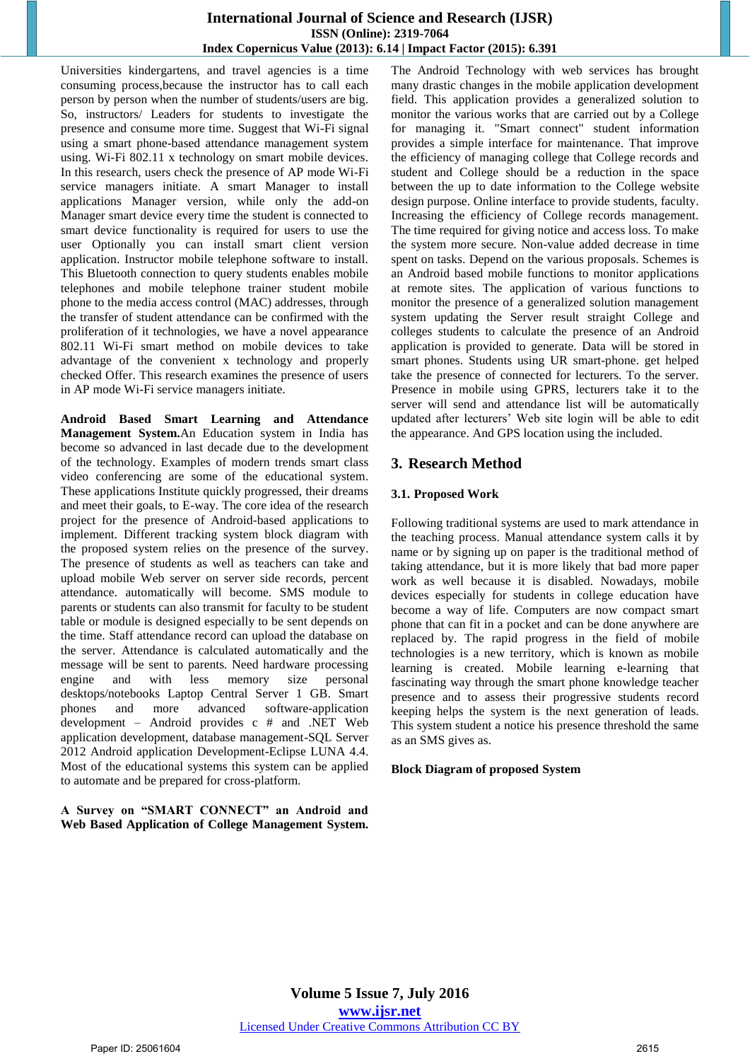Universities kindergartens, and travel agencies is a time consuming process,because the instructor has to call each person by person when the number of students/users are big. So, instructors/ Leaders for students to investigate the presence and consume more time. Suggest that Wi-Fi signal using a smart phone-based attendance management system using. Wi-Fi 802.11 x technology on smart mobile devices. In this research, users check the presence of AP mode Wi-Fi service managers initiate. A smart Manager to install applications Manager version, while only the add-on Manager smart device every time the student is connected to smart device functionality is required for users to use the user Optionally you can install smart client version application. Instructor mobile telephone software to install. This Bluetooth connection to query students enables mobile telephones and mobile telephone trainer student mobile phone to the media access control (MAC) addresses, through the transfer of student attendance can be confirmed with the proliferation of it technologies, we have a novel appearance 802.11 Wi-Fi smart method on mobile devices to take advantage of the convenient x technology and properly checked Offer. This research examines the presence of users in AP mode Wi-Fi service managers initiate.

**Android Based Smart Learning and Attendance Management System.**An Education system in India has become so advanced in last decade due to the development of the technology. Examples of modern trends smart class video conferencing are some of the educational system. These applications Institute quickly progressed, their dreams and meet their goals, to E-way. The core idea of the research project for the presence of Android-based applications to implement. Different tracking system block diagram with the proposed system relies on the presence of the survey. The presence of students as well as teachers can take and upload mobile Web server on server side records, percent attendance. automatically will become. SMS module to parents or students can also transmit for faculty to be student table or module is designed especially to be sent depends on the time. Staff attendance record can upload the database on the server. Attendance is calculated automatically and the message will be sent to parents. Need hardware processing engine and with less memory size personal desktops/notebooks Laptop Central Server 1 GB. Smart phones and more advanced software-application development – Android provides c # and .NET Web application development, database management-SQL Server 2012 Android application Development-Eclipse LUNA 4.4. Most of the educational systems this system can be applied to automate and be prepared for cross-platform.

**A Survey on "SMART CONNECT" an Android and Web Based Application of College Management System.** The Android Technology with web services has brought many drastic changes in the mobile application development field. This application provides a generalized solution to monitor the various works that are carried out by a College for managing it. "Smart connect" student information provides a simple interface for maintenance. That improve the efficiency of managing college that College records and student and College should be a reduction in the space between the up to date information to the College website design purpose. Online interface to provide students, faculty. Increasing the efficiency of College records management. The time required for giving notice and access loss. To make the system more secure. Non-value added decrease in time spent on tasks. Depend on the various proposals. Schemes is an Android based mobile functions to monitor applications at remote sites. The application of various functions to monitor the presence of a generalized solution management system updating the Server result straight College and colleges students to calculate the presence of an Android application is provided to generate. Data will be stored in smart phones. Students using UR smart-phone. get helped take the presence of connected for lecturers. To the server. Presence in mobile using GPRS, lecturers take it to the server will send and attendance list will be automatically updated after lecturers' Web site login will be able to edit the appearance. And GPS location using the included.

## 3. Research Method

### 3.1. Proposed Work

Following traditional systems are used to mark attendance in the teaching process. Manual attendance system calls it by name or by signing up on paper is the traditional method of taking attendance, but it is more likely that bad more paper work as well because it is disabled. Nowadays, mobile devices especially for students in college education have become a way of life. Computers are now compact smart phone that can fit in a pocket and can be done anywhere are replaced by. The rapid progress in the field of mobile technologies is a new territory, which is known as mobile learning is created. Mobile learning e-learning that fascinating way through the smart phone knowledge teacher presence and to assess their progressive students record keeping helps the system is the next generation of leads. This system student a notice his presence threshold the same as an SMS gives as.

**Block Diagram of proposed System**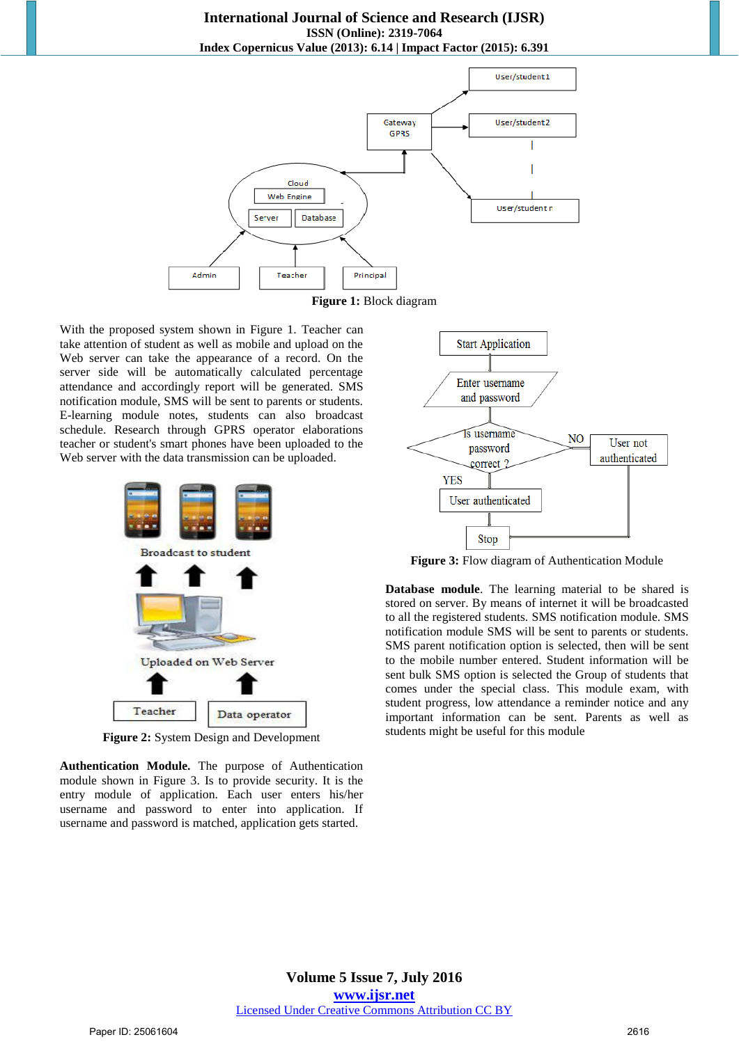**Figure 1:** Block diagram

With the proposed system shown in Figure 1. Teacher can take attention of student as well as mobile and upload on the Web server can take the appearance of a record. On the server side will be automatically calculated percentage attendance and accordingly report will be generated. SMS notification module, SMS will be sent to parents or students. E-learning module notes, students can also broadcast schedule. Research through GPRS operator elaborations teacher or student's smart phones have been uploaded to the Web server with the data transmission can be uploaded.

**Figure 2:** System Design and Development

**Authentication Module.** The purpose of Authentication module shown in Figure 3. Is to provide security. It is the entry module of application. Each user enters his/her username and password to enter into application. If username and password is matched, application gets started.

**Figure 3:** Flow diagram of Authentication Module

**Database module**. The learning material to be shared is stored on server. By means of internet it will be broadcasted to all the registered students. SMS notification module. SMS notification module SMS will be sent to parents or students. SMS parent notification option is selected, then will be sent to the mobile number entered. Student information will be sent bulk SMS option is selected the Group of students that comes under the special class. This module exam, with student progress, low attendance a reminder notice and any important information can be sent. Parents as well as students might be useful for this module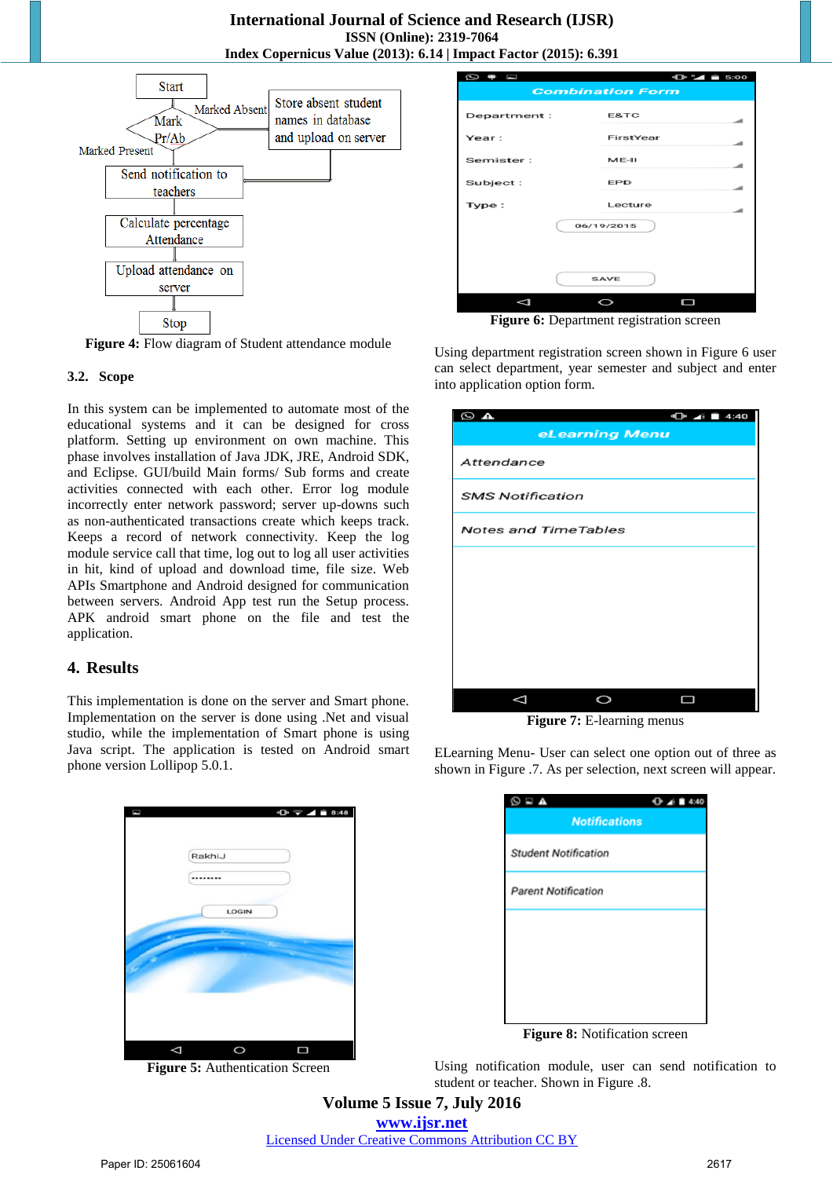**Figure 4:** Flow diagram of Student attendance module

### 3.2. Scope

In this system can be implemented to automate most of the educational systems and it can be designed for cross platform. Setting up environment on own machine. This phase involves installation of Java JDK, JRE, Android SDK, and Eclipse. GUI/build Main forms/ Sub forms and create activities connected with each other. Error log module incorrectly enter network password; server up-downs such as non-authenticated transactions create which keeps track. Keeps a record of network connectivity. Keep the log module service call that time, log out to log all user activities in hit, kind of upload and download time, file size. Web APIs Smartphone and Android designed for communication between servers. Android App test run the Setup process. APK android smart phone on the file and test the application.

## 4. Results

This implementation is done on the server and Smart phone. Implementation on the server is done using .Net and visual studio, while the implementation of Smart phone is using Java script. The application is tested on Android smart phone version Lollipop 5.0.1.

**Figure 5:** Authentication Screen

**Figure 6:** Department registration screen

Using department registration screen shown in Figure 6 user can select department, year semester and subject and enter into application option form.

**Figure 7:** E-learning menus

ELearning Menu- User can select one option out of three as shown in Figure .7. As per selection, next screen will appear.

**Figure 8:** Notification screen

Using notification module, user can send notification to student or teacher. Shown in Figure .8.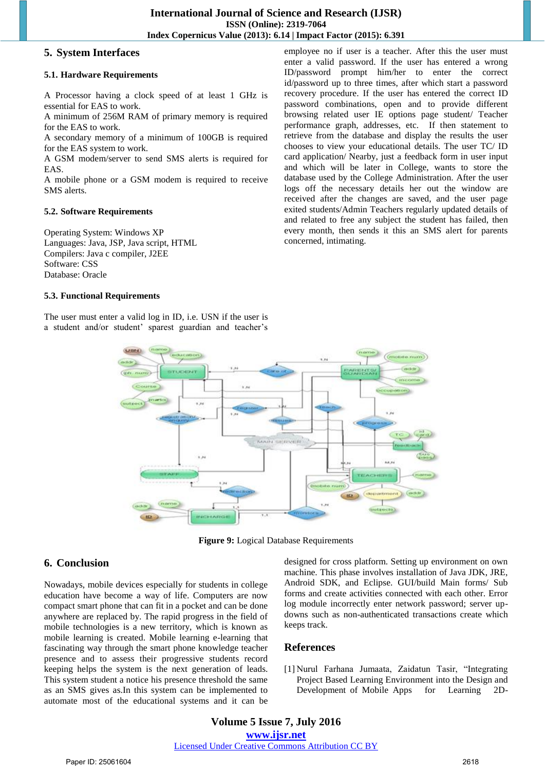## 5. System Interfaces

### 5.1. Hardware Requirements

A Processor having a clock speed of at least 1 GHz is essential for EAS to work.
A minimum of 256M RAM of primary memory is required for the EAS to work.
A secondary memory of a minimum of 100GB is required for the EAS system to work.
A GSM modem/server to send SMS alerts is required for EAS.
A mobile phone or a GSM modem is required to receive SMS alerts.

### 5.2. Software Requirements

Operating System: Windows XP
Languages: Java, JSP, Java script, HTML
Compilers: Java c compiler, J2EE
Software: CSS
Database: Oracle

### 5.3. Functional Requirements

The user must enter a valid log in ID, i.e. USN if the user is a student and/or student' sparest guardian and teacher's employee no if user is a teacher. After this the user must enter a valid password. If the user has entered a wrong ID/password prompt him/her to enter the correct id/password up to three times, after which start a password recovery procedure. If the user has entered the correct ID password combinations, open and to provide different browsing related user IE options page student/ Teacher performance graph, addresses, etc. If then statement to retrieve from the database and display the results the user chooses to view your educational details. The user TC/ ID card application/ Nearby, just a feedback form in user input and which will be later in College, wants to store the database used by the College Administration. After the user logs off the necessary details her out the window are received after the changes are saved, and the user page exited students/Admin Teachers regularly updated details of and related to free any subject the student has failed, then every month, then sends it this an SMS alert for parents concerned, intimating.

**Figure 9:** Logical Database Requirements

## 6. Conclusion

Nowadays, mobile devices especially for students in college education have become a way of life. Computers are now compact smart phone that can fit in a pocket and can be done anywhere are replaced by. The rapid progress in the field of mobile technologies is a new territory, which is known as mobile learning is created. Mobile learning e-learning that fascinating way through the smart phone knowledge teacher presence and to assess their progressive students record keeping helps the system is the next generation of leads. This system student a notice his presence threshold the same as an SMS gives as.In this system can be implemented to automate most of the educational systems and it can be designed for cross platform. Setting up environment on own machine. This phase involves installation of Java JDK, JRE, Android SDK, and Eclipse. GUI/build Main forms/ Sub forms and create activities connected with each other. Error log module incorrectly enter network password; server up-downs such as non-authenticated transactions create which keeps track.

## References

[1] Nurul Farhana Jumaata, Zaidatun Tasir, "Integrating Project Based Learning Environment into the Design and Development of Mobile Apps for Learning 2D-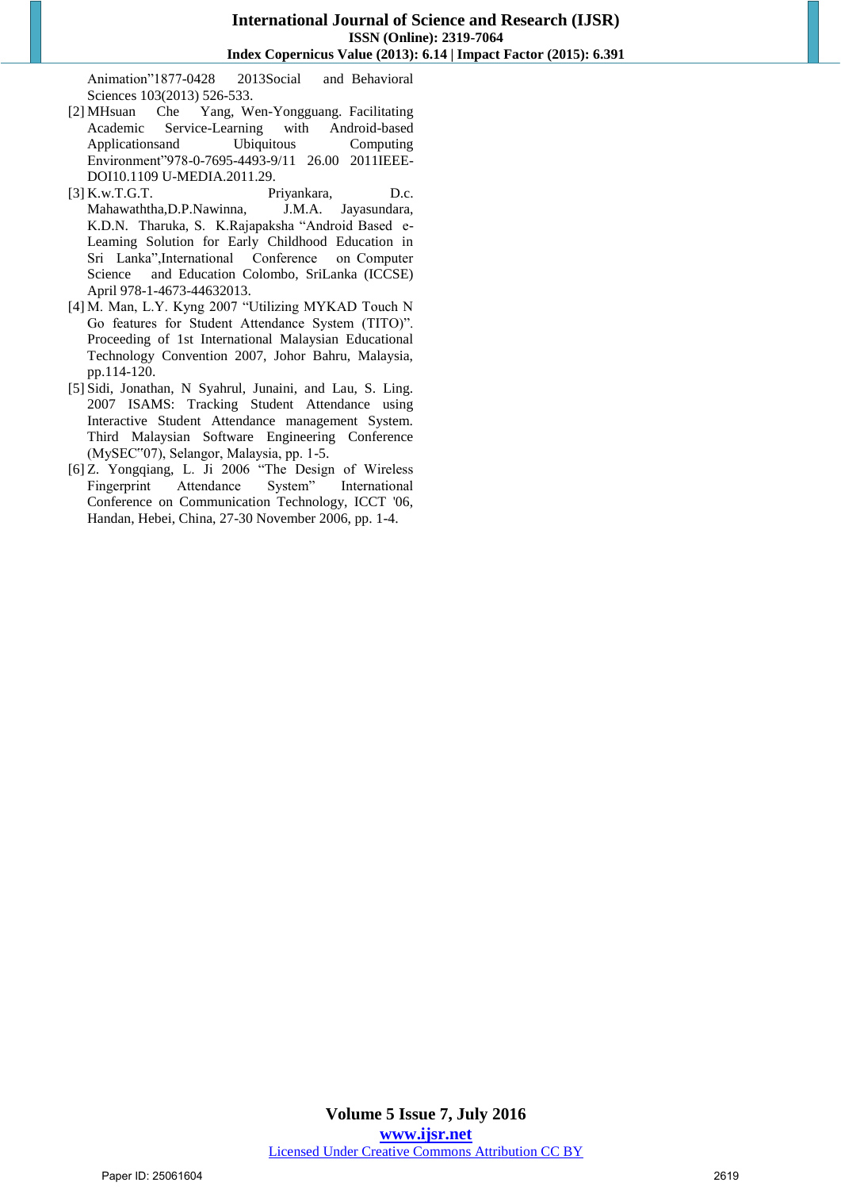Animation"1877-0428 2013Social and Behavioral Sciences 103(2013) 526-533.

[2] MHsuan Che Yang, Wen-Yongguang. Facilitating Academic Service-Learning with Android-based Applicationsand Ubiquitous Computing Environment"978-0-7695-4493-9/11 26.00 2011IEEE-DOI10.1109 U-MEDIA.2011.29.

[3] K.w.T.G.T. Priyankara, D.c. Mahawaththa,D.P.Nawinna, J.M.A. Jayasundara, K.D.N. Tharuka, S. K.Rajapaksha "Android Based e-Leaming Solution for Early Childhood Education in Sri Lanka",International Conference on Computer Science and Education Colombo, SriLanka (ICCSE) April 978-1-4673-44632013.

[4] M. Man, L.Y. Kyng 2007 "Utilizing MYKAD Touch N Go features for Student Attendance System (TITO)". Proceeding of 1st International Malaysian Educational Technology Convention 2007, Johor Bahru, Malaysia, pp.114-120.

[5] Sidi, Jonathan, N Syahrul, Junaini, and Lau, S. Ling. 2007 ISAMS: Tracking Student Attendance using Interactive Student Attendance management System. Third Malaysian Software Engineering Conference (MySEC"07), Selangor, Malaysia, pp. 1-5.

[6] Z. Yongqiang, L. Ji 2006 "The Design of Wireless Fingerprint Attendance System" International Conference on Communication Technology, ICCT '06, Handan, Hebei, China, 27-30 November 2006, pp. 1-4.